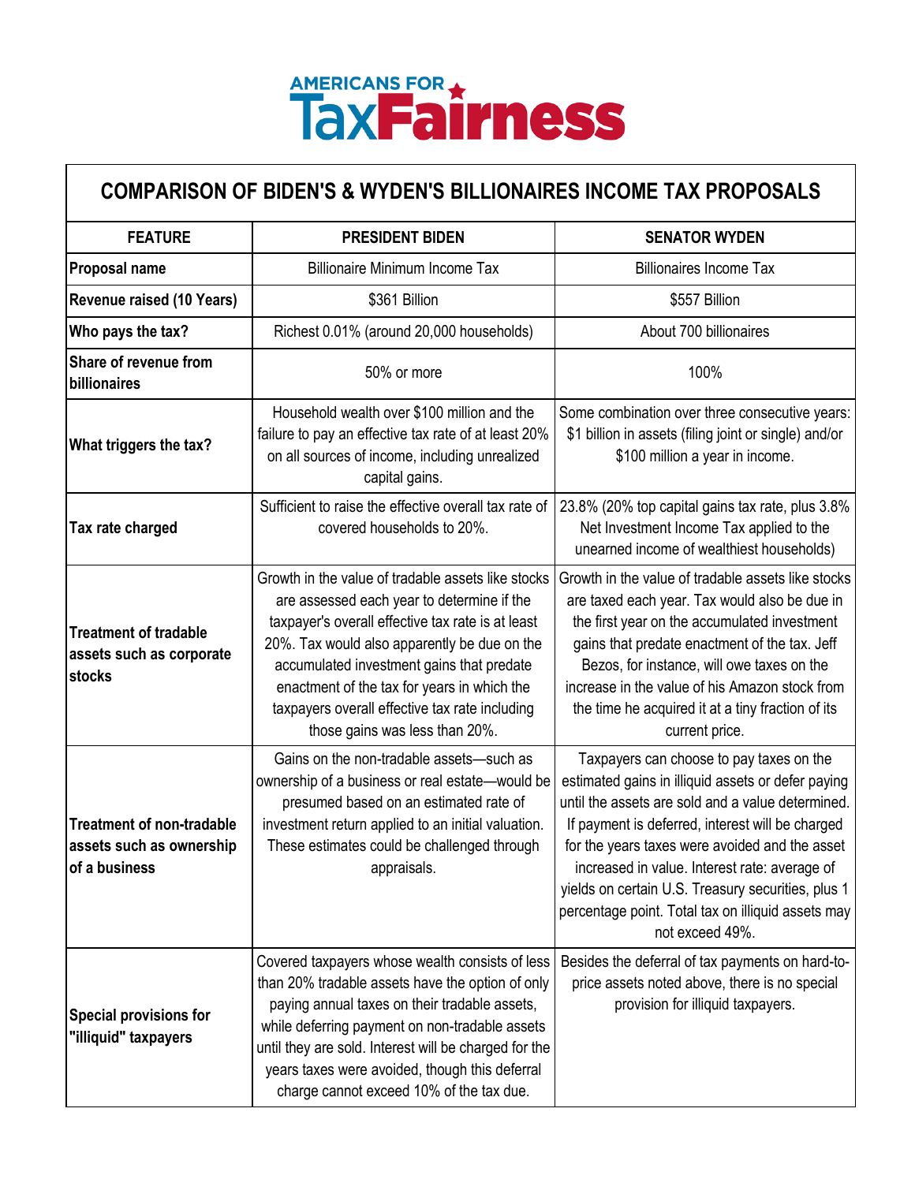AMERICANS FOR TaxFairness

# COMPARISON OF BIDEN'S & WYDEN'S BILLIONAIRES INCOME TAX PROPOSALS

| FEATURE | PRESIDENT BIDEN | SENATOR WYDEN |
|---|---|---|
| **Proposal name** | Billionaire Minimum Income Tax | Billionaires Income Tax |
| **Revenue raised (10 Years)** | $361 Billion | $557 Billion |
| **Who pays the tax?** | Richest 0.01% (around 20,000 households) | About 700 billionaires |
| **Share of revenue from billionaires** | 50% or more | 100% |
| **What triggers the tax?** | Household wealth over $100 million and the failure to pay an effective tax rate of at least 20% on all sources of income, including unrealized capital gains. | Some combination over three consecutive years: $1 billion in assets (filing joint or single) and/or $100 million a year in income. |
| **Tax rate charged** | Sufficient to raise the effective overall tax rate of covered households to 20%. | 23.8% (20% top capital gains tax rate, plus 3.8% Net Investment Income Tax applied to the unearned income of wealthiest households) |
| **Treatment of tradable assets such as corporate stocks** | Growth in the value of tradable assets like stocks are assessed each year to determine if the taxpayer's overall effective tax rate is at least 20%. Tax would also apparently be due on the accumulated investment gains that predate enactment of the tax for years in which the taxpayers overall effective tax rate including those gains was less than 20%. | Growth in the value of tradable assets like stocks are taxed each year. Tax would also be due in the first year on the accumulated investment gains that predate enactment of the tax. Jeff Bezos, for instance, will owe taxes on the increase in the value of his Amazon stock from the time he acquired it at a tiny fraction of its current price. |
| **Treatment of non-tradable assets such as ownership of a business** | Gains on the non-tradable assets—such as ownership of a business or real estate—would be presumed based on an estimated rate of investment return applied to an initial valuation. These estimates could be challenged through appraisals. | Taxpayers can choose to pay taxes on the estimated gains in illiquid assets or defer paying until the assets are sold and a value determined. If payment is deferred, interest will be charged for the years taxes were avoided and the asset increased in value. Interest rate: average of yields on certain U.S. Treasury securities, plus 1 percentage point. Total tax on illiquid assets may not exceed 49%. |
| **Special provisions for "illiquid" taxpayers** | Covered taxpayers whose wealth consists of less than 20% tradable assets have the option of only paying annual taxes on their tradable assets, while deferring payment on non-tradable assets until they are sold. Interest will be charged for the years taxes were avoided, though this deferral charge cannot exceed 10% of the tax due. | Besides the deferral of tax payments on hard-to-price assets noted above, there is no special provision for illiquid taxpayers. |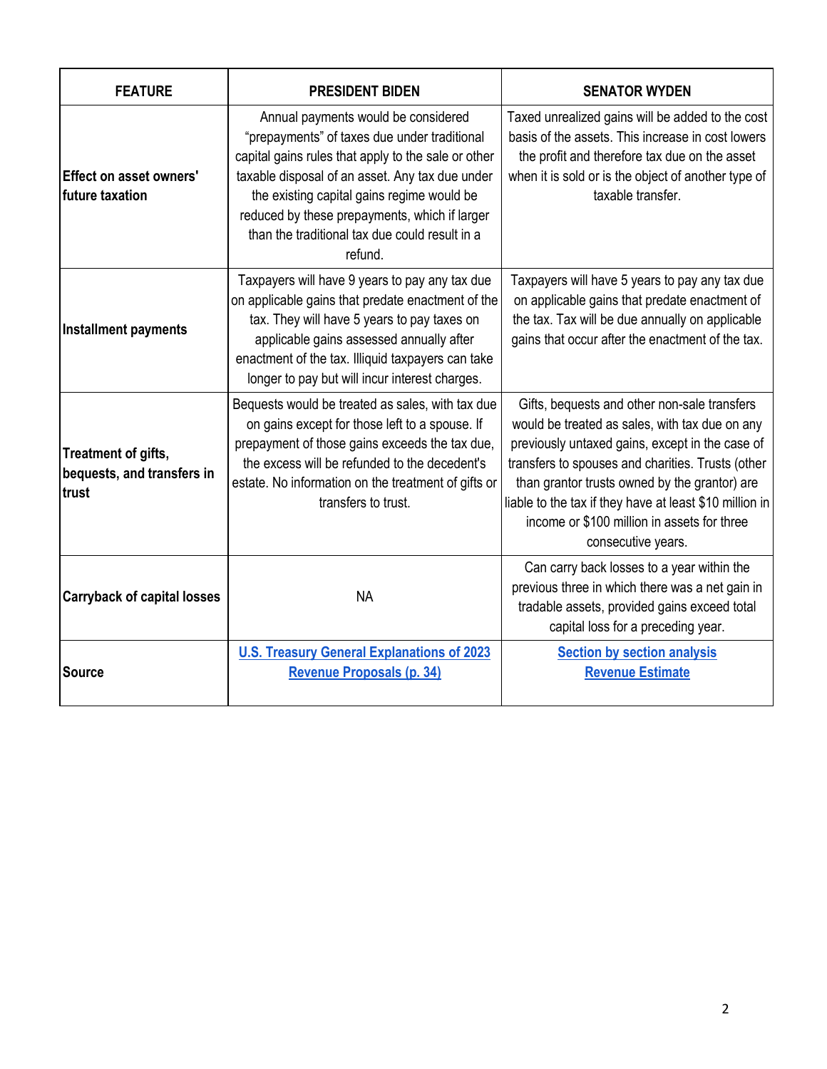| FEATURE | PRESIDENT BIDEN | SENATOR WYDEN |
|---|---|---|
| **Effect on asset owners' future taxation** | Annual payments would be considered "prepayments" of taxes due under traditional capital gains rules that apply to the sale or other taxable disposal of an asset. Any tax due under the existing capital gains regime would be reduced by these prepayments, which if larger than the traditional tax due could result in a refund. | Taxed unrealized gains will be added to the cost basis of the assets. This increase in cost lowers the profit and therefore tax due on the asset when it is sold or is the object of another type of taxable transfer. |
| **Installment payments** | Taxpayers will have 9 years to pay any tax due on applicable gains that predate enactment of the tax. They will have 5 years to pay taxes on applicable gains assessed annually after enactment of the tax. Illiquid taxpayers can take longer to pay but will incur interest charges. | Taxpayers will have 5 years to pay any tax due on applicable gains that predate enactment of the tax. Tax will be due annually on applicable gains that occur after the enactment of the tax. |
| **Treatment of gifts, bequests, and transfers in trust** | Bequests would be treated as sales, with tax due on gains except for those left to a spouse. If prepayment of those gains exceeds the tax due, the excess will be refunded to the decedent's estate. No information on the treatment of gifts or transfers to trust. | Gifts, bequests and other non-sale transfers would be treated as sales, with tax due on any previously untaxed gains, except in the case of transfers to spouses and charities. Trusts (other than grantor trusts owned by the grantor) are liable to the tax if they have at least $10 million in income or $100 million in assets for three consecutive years. |
| **Carryback of capital losses** | NA | Can carry back losses to a year within the previous three in which there was a net gain in tradable assets, provided gains exceed total capital loss for a preceding year. |
| **Source** | U.S. Treasury General Explanations of 2023 Revenue Proposals (p. 34) | Section by section analysis<br>Revenue Estimate |